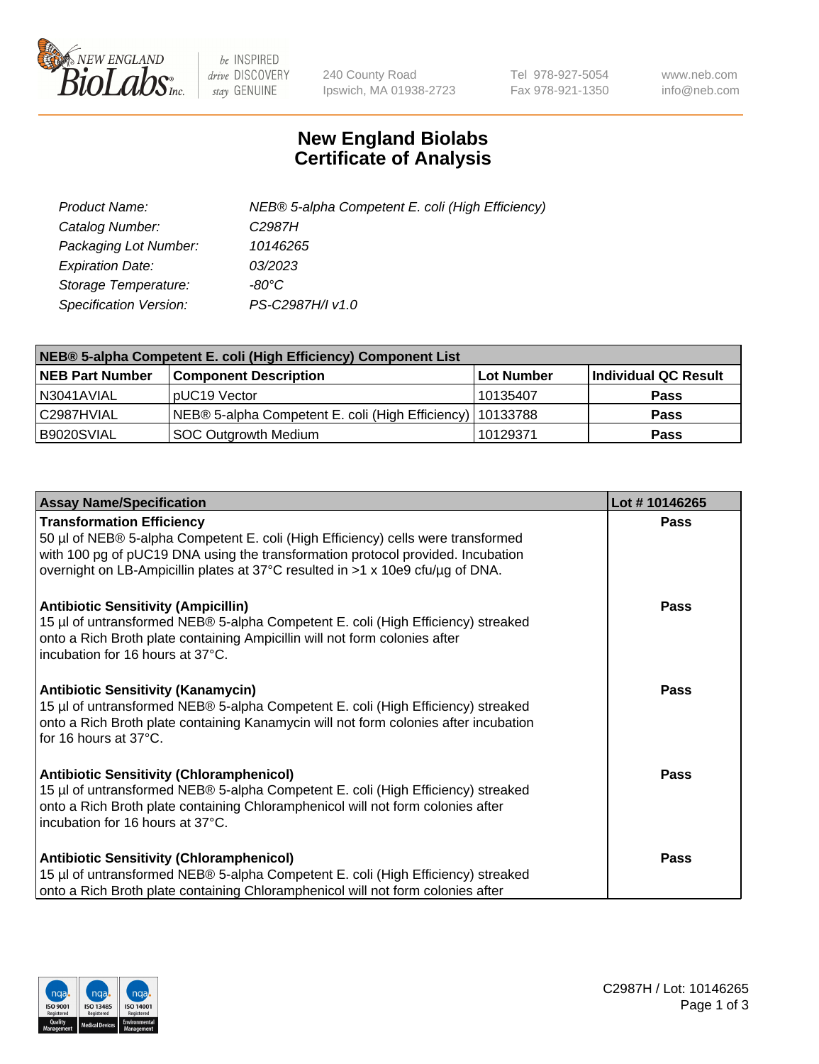NEW ENGLAND BioLabs Inc. | be INSPIRED drive DISCOVERY stay GENUINE | 240 County Road Ipswich, MA 01938-2723 | Tel 978-927-5054 Fax 978-921-1350 | www.neb.com info@neb.com

# New England Biolabs Certificate of Analysis

| | |
|---|---|
| *Product Name:* | *NEB® 5-alpha Competent E. coli (High Efficiency)* |
| *Catalog Number:* | *C2987H* |
| *Packaging Lot Number:* | *10146265* |
| *Expiration Date:* | *03/2023* |
| *Storage Temperature:* | *-80°C* |
| *Specification Version:* | *PS-C2987H/I v1.0* |

| **NEB® 5-alpha Competent E. coli (High Efficiency) Component List** | | | |
|---|---|---|---|
| **NEB Part Number** | **Component Description** | **Lot Number** | **Individual QC Result** |
| N3041AVIAL | pUC19 Vector | 10135407 | **Pass** |
| C2987HVIAL | NEB® 5-alpha Competent E. coli (High Efficiency) | 10133788 | **Pass** |
| B9020SVIAL | SOC Outgrowth Medium | 10129371 | **Pass** |

| **Assay Name/Specification** | **Lot # 10146265** |
|---|---|
| **Transformation Efficiency**<br>50 µl of NEB® 5-alpha Competent E. coli (High Efficiency) cells were transformed with 100 pg of pUC19 DNA using the transformation protocol provided. Incubation overnight on LB-Ampicillin plates at 37°C resulted in >1 x 10e9 cfu/µg of DNA. | **Pass** |
| **Antibiotic Sensitivity (Ampicillin)**<br>15 µl of untransformed NEB® 5-alpha Competent E. coli (High Efficiency) streaked onto a Rich Broth plate containing Ampicillin will not form colonies after incubation for 16 hours at 37°C. | **Pass** |
| **Antibiotic Sensitivity (Kanamycin)**<br>15 µl of untransformed NEB® 5-alpha Competent E. coli (High Efficiency) streaked onto a Rich Broth plate containing Kanamycin will not form colonies after incubation for 16 hours at 37°C. | **Pass** |
| **Antibiotic Sensitivity (Chloramphenicol)**<br>15 µl of untransformed NEB® 5-alpha Competent E. coli (High Efficiency) streaked onto a Rich Broth plate containing Chloramphenicol will not form colonies after incubation for 16 hours at 37°C. | **Pass** |
| **Antibiotic Sensitivity (Chloramphenicol)**<br>15 µl of untransformed NEB® 5-alpha Competent E. coli (High Efficiency) streaked onto a Rich Broth plate containing Chloramphenicol will not form colonies after | **Pass** |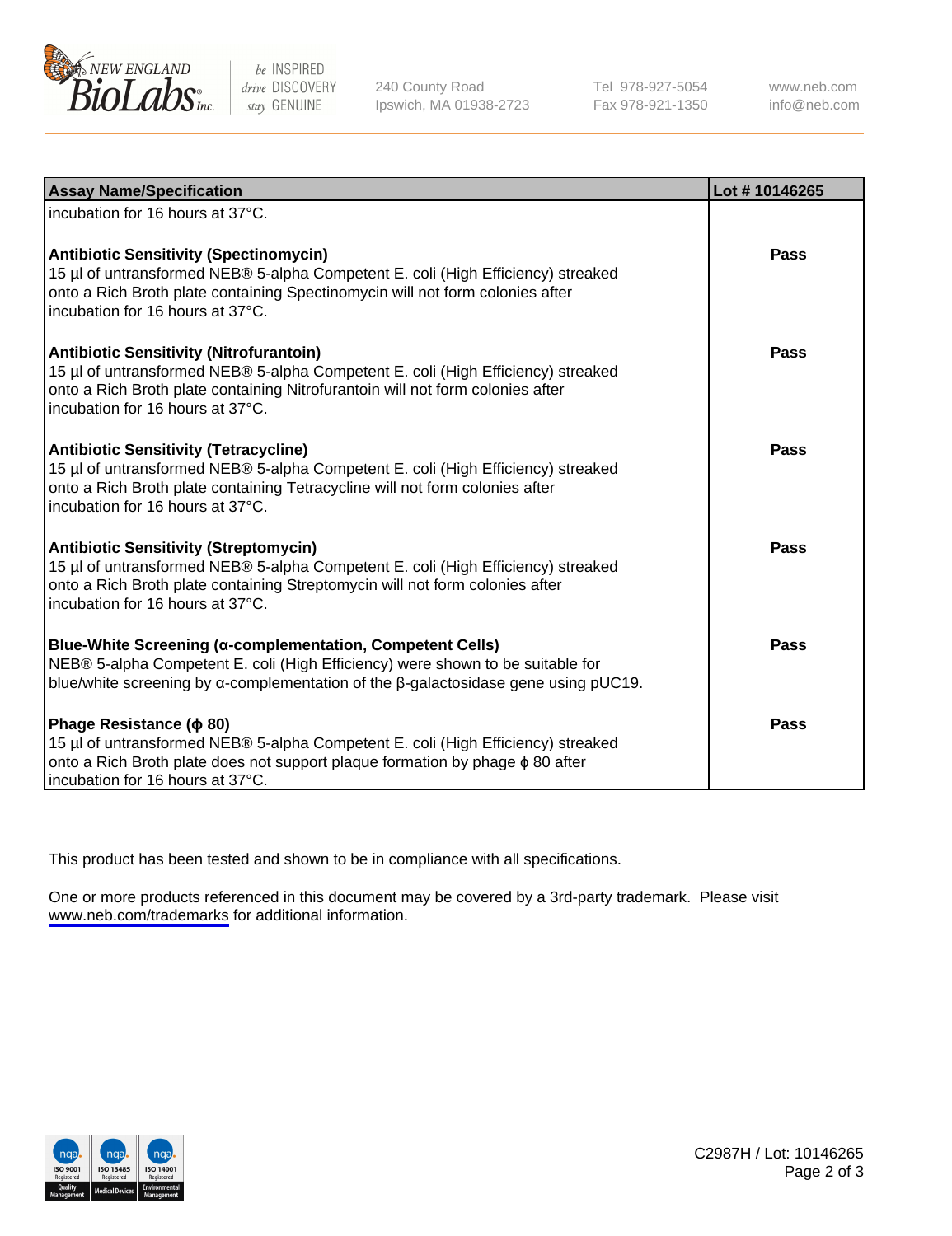| Assay Name/Specification | Lot # 10146265 |
| --- | --- |
| incubation for 16 hours at 37°C. | |
| **Antibiotic Sensitivity (Spectinomycin)**<br>15 µl of untransformed NEB® 5-alpha Competent E. coli (High Efficiency) streaked onto a Rich Broth plate containing Spectinomycin will not form colonies after incubation for 16 hours at 37°C. | **Pass** |
| **Antibiotic Sensitivity (Nitrofurantoin)**<br>15 µl of untransformed NEB® 5-alpha Competent E. coli (High Efficiency) streaked onto a Rich Broth plate containing Nitrofurantoin will not form colonies after incubation for 16 hours at 37°C. | **Pass** |
| **Antibiotic Sensitivity (Tetracycline)**<br>15 µl of untransformed NEB® 5-alpha Competent E. coli (High Efficiency) streaked onto a Rich Broth plate containing Tetracycline will not form colonies after incubation for 16 hours at 37°C. | **Pass** |
| **Antibiotic Sensitivity (Streptomycin)**<br>15 µl of untransformed NEB® 5-alpha Competent E. coli (High Efficiency) streaked onto a Rich Broth plate containing Streptomycin will not form colonies after incubation for 16 hours at 37°C. | **Pass** |
| **Blue-White Screening (α-complementation, Competent Cells)**<br>NEB® 5-alpha Competent E. coli (High Efficiency) were shown to be suitable for blue/white screening by α-complementation of the β-galactosidase gene using pUC19. | **Pass** |
| **Phage Resistance (ϕ 80)**<br>15 µl of untransformed NEB® 5-alpha Competent E. coli (High Efficiency) streaked onto a Rich Broth plate does not support plaque formation by phage ϕ 80 after incubation for 16 hours at 37°C. | **Pass** |

This product has been tested and shown to be in compliance with all specifications.

One or more products referenced in this document may be covered by a 3rd-party trademark. Please visit www.neb.com/trademarks for additional information.

C2987H / Lot: 10146265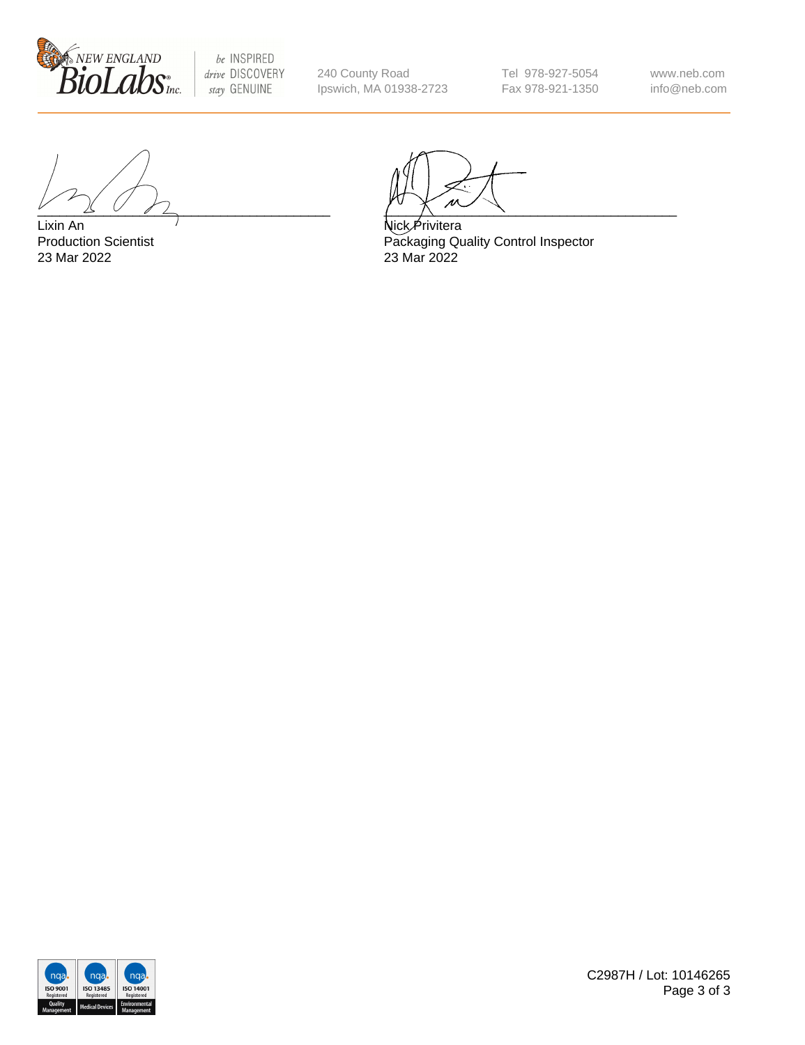Lixin An
Production Scientist
23 Mar 2022

Nick Privitera
Packaging Quality Control Inspector
23 Mar 2022

C2987H / Lot: 10146265